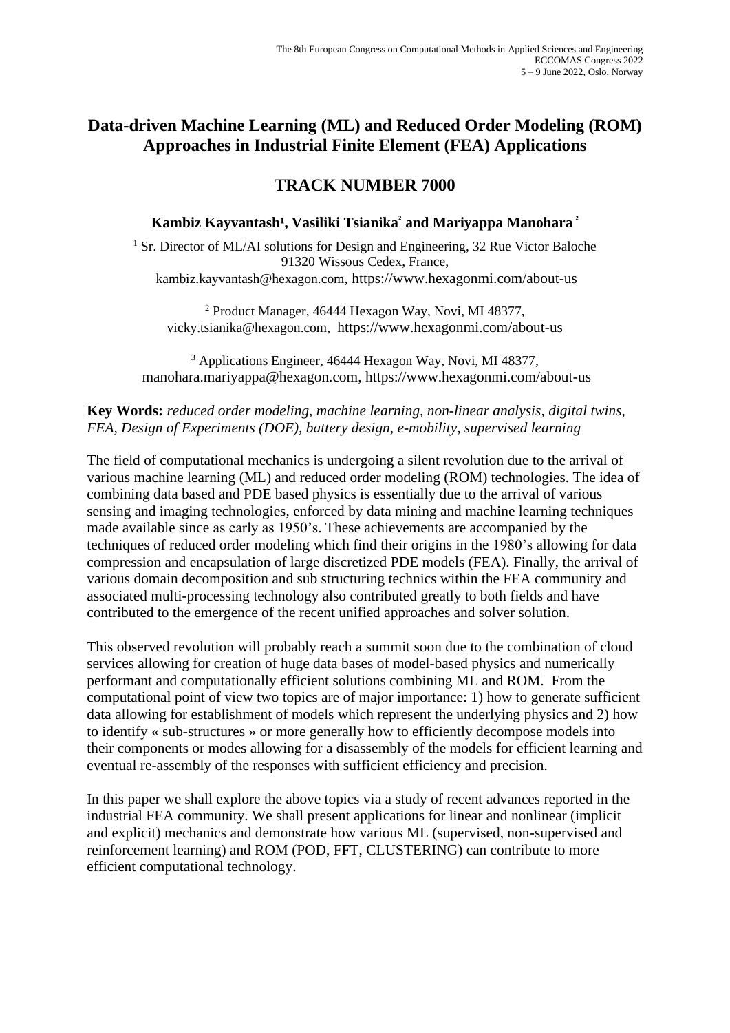# Data-driven Machine Learning (ML) and Reduced Order Modeling (ROM) Approaches in Industrial Finite Element (FEA) Applications

## TRACK NUMBER 7000

**Kambiz Kayvantash[1], Vasiliki Tsianika[2] and Mariyappa Manohara [2]**

[1] Sr. Director of ML/AI solutions for Design and Engineering, 32 Rue Victor Baloche 91320 Wissous Cedex, France,
kambiz.kayvantash@hexagon.com, https://www.hexagonmi.com/about-us

[2] Product Manager, 46444 Hexagon Way, Novi, MI 48377,
vicky.tsianika@hexagon.com, https://www.hexagonmi.com/about-us

[3] Applications Engineer, 46444 Hexagon Way, Novi, MI 48377,
manohara.mariyappa@hexagon.com, https://www.hexagonmi.com/about-us

**Key Words:** *reduced order modeling, machine learning, non-linear analysis, digital twins, FEA, Design of Experiments (DOE), battery design, e-mobility, supervised learning*

The field of computational mechanics is undergoing a silent revolution due to the arrival of various machine learning (ML) and reduced order modeling (ROM) technologies. The idea of combining data based and PDE based physics is essentially due to the arrival of various sensing and imaging technologies, enforced by data mining and machine learning techniques made available since as early as 1950's. These achievements are accompanied by the techniques of reduced order modeling which find their origins in the 1980's allowing for data compression and encapsulation of large discretized PDE models (FEA). Finally, the arrival of various domain decomposition and sub structuring technics within the FEA community and associated multi-processing technology also contributed greatly to both fields and have contributed to the emergence of the recent unified approaches and solver solution.

This observed revolution will probably reach a summit soon due to the combination of cloud services allowing for creation of huge data bases of model-based physics and numerically performant and computationally efficient solutions combining ML and ROM. From the computational point of view two topics are of major importance: 1) how to generate sufficient data allowing for establishment of models which represent the underlying physics and 2) how to identify « sub-structures » or more generally how to efficiently decompose models into their components or modes allowing for a disassembly of the models for efficient learning and eventual re-assembly of the responses with sufficient efficiency and precision.

In this paper we shall explore the above topics via a study of recent advances reported in the industrial FEA community. We shall present applications for linear and nonlinear (implicit and explicit) mechanics and demonstrate how various ML (supervised, non-supervised and reinforcement learning) and ROM (POD, FFT, CLUSTERING) can contribute to more efficient computational technology.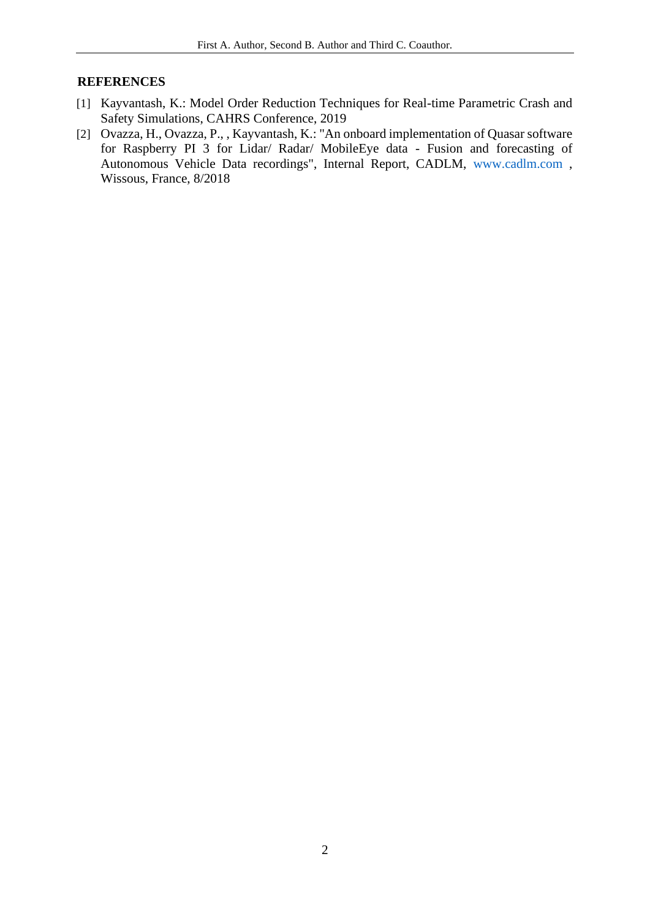## REFERENCES

[1] Kayvantash, K.: Model Order Reduction Techniques for Real-time Parametric Crash and Safety Simulations, CAHRS Conference, 2019

[2] Ovazza, H., Ovazza, P., , Kayvantash, K.: "An onboard implementation of Quasar software for Raspberry PI 3 for Lidar/ Radar/ MobileEye data - Fusion and forecasting of Autonomous Vehicle Data recordings", Internal Report, CADLM, www.cadlm.com , Wissous, France, 8/2018